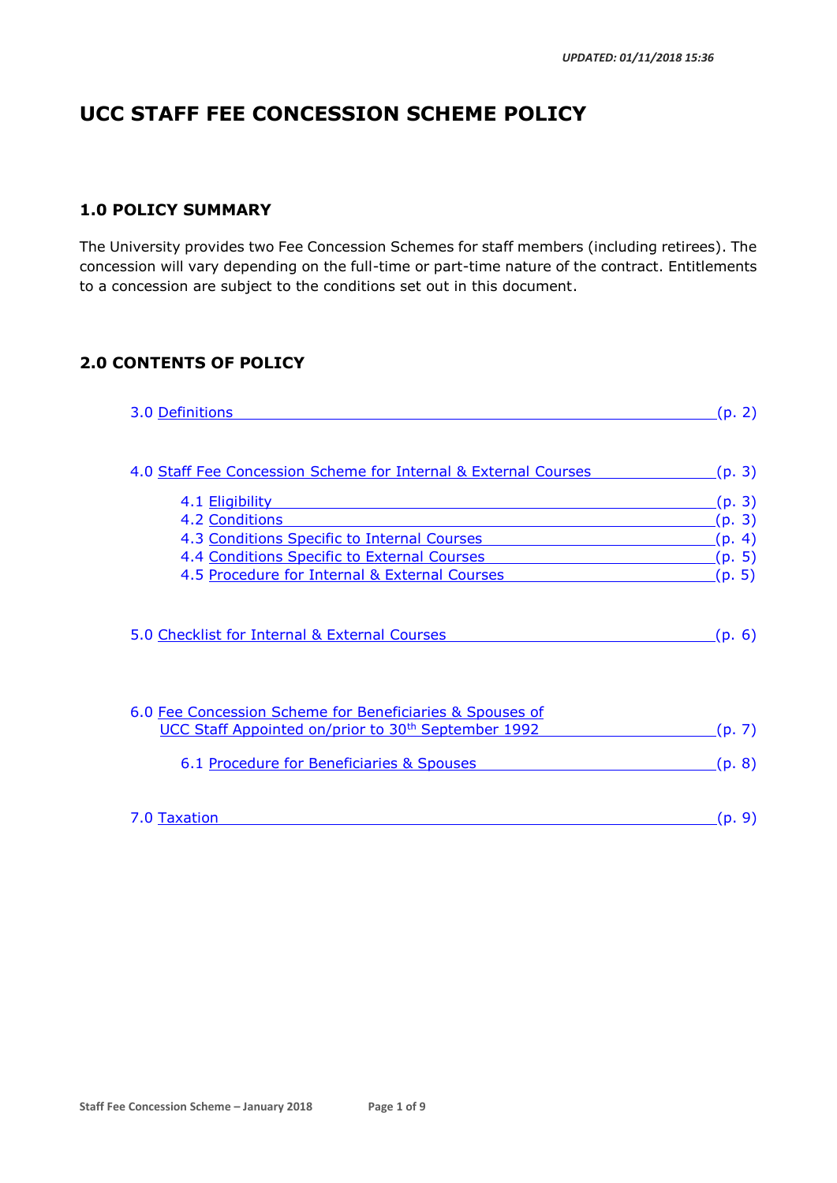*UPDATED: 01/11/2018 15:36*

# UCC STAFF FEE CONCESSION SCHEME POLICY

## 1.0 POLICY SUMMARY

The University provides two Fee Concession Schemes for staff members (including retirees). The concession will vary depending on the full-time or part-time nature of the contract. Entitlements to a concession are subject to the conditions set out in this document.

## 2.0 CONTENTS OF POLICY

3.0 Definitions (p. 2)

4.0 Staff Fee Concession Scheme for Internal & External Courses (p. 3)

- 4.1 Eligibility (p. 3)
- 4.2 Conditions (p. 3)
- 4.3 Conditions Specific to Internal Courses (p. 4)
- 4.4 Conditions Specific to External Courses (p. 5)
- 4.5 Procedure for Internal & External Courses (p. 5)

5.0 Checklist for Internal & External Courses (p. 6)

6.0 Fee Concession Scheme for Beneficiaries & Spouses of UCC Staff Appointed on/prior to 30th September 1992 (p. 7)

- 6.1 Procedure for Beneficiaries & Spouses (p. 8)

7.0 Taxation (p. 9)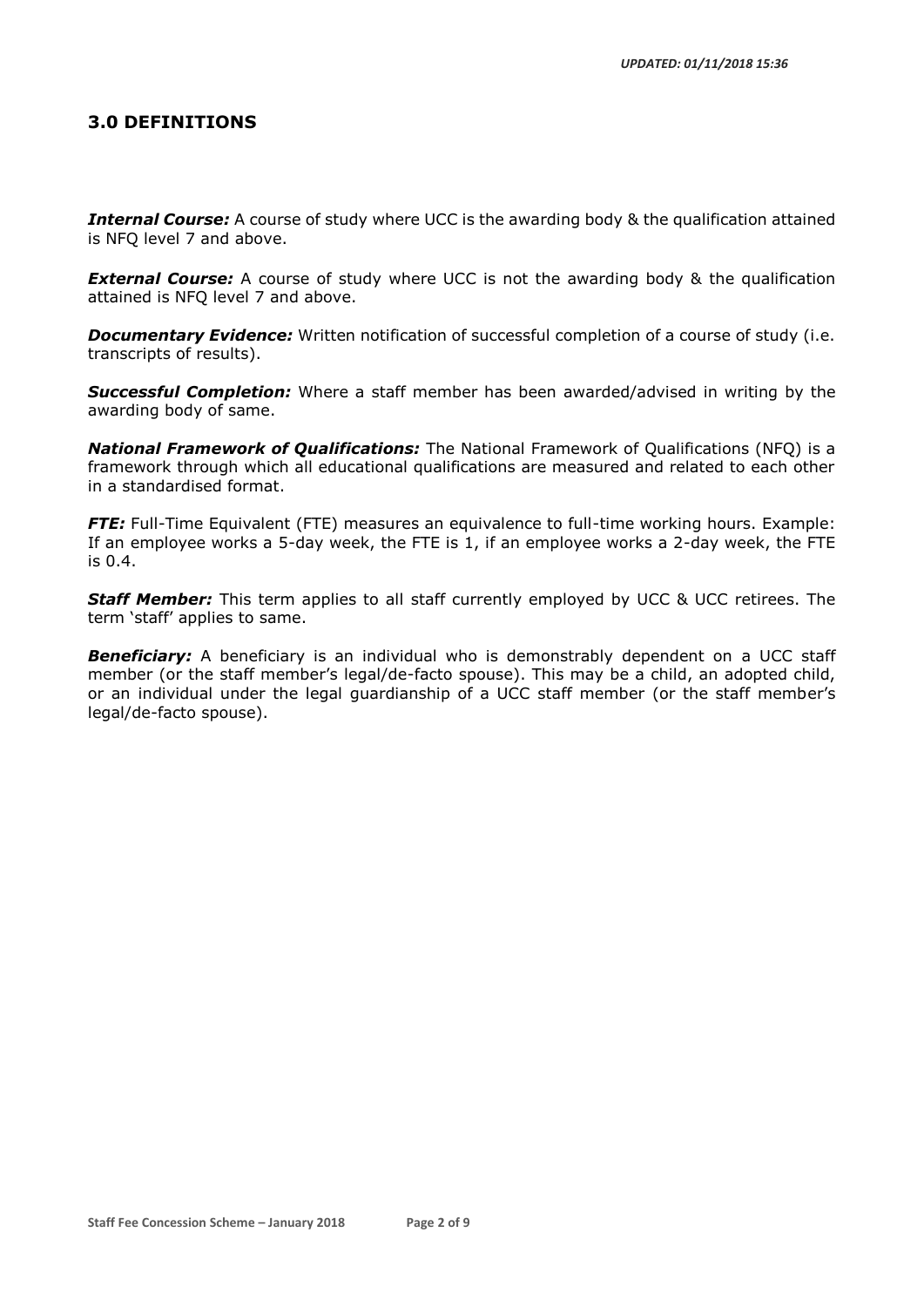## 3.0 DEFINITIONS

***Internal Course:*** A course of study where UCC is the awarding body & the qualification attained is NFQ level 7 and above.

***External Course:*** A course of study where UCC is not the awarding body & the qualification attained is NFQ level 7 and above.

***Documentary Evidence:*** Written notification of successful completion of a course of study (i.e. transcripts of results).

***Successful Completion:*** Where a staff member has been awarded/advised in writing by the awarding body of same.

***National Framework of Qualifications:*** The National Framework of Qualifications (NFQ) is a framework through which all educational qualifications are measured and related to each other in a standardised format.

***FTE:*** Full-Time Equivalent (FTE) measures an equivalence to full-time working hours. Example: If an employee works a 5-day week, the FTE is 1, if an employee works a 2-day week, the FTE is 0.4.

***Staff Member:*** This term applies to all staff currently employed by UCC & UCC retirees. The term 'staff' applies to same.

***Beneficiary:*** A beneficiary is an individual who is demonstrably dependent on a UCC staff member (or the staff member's legal/de-facto spouse). This may be a child, an adopted child, or an individual under the legal guardianship of a UCC staff member (or the staff member's legal/de-facto spouse).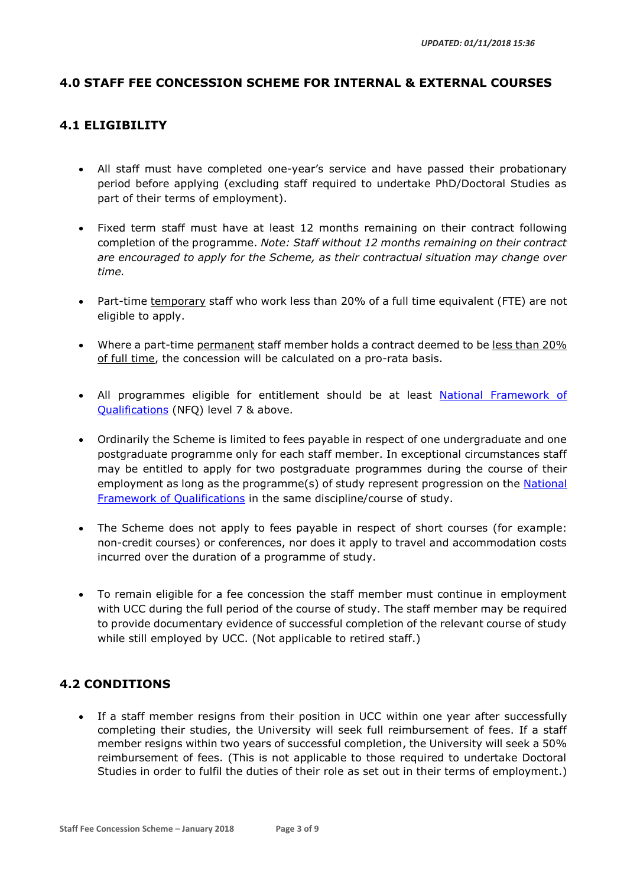## 4.0 STAFF FEE CONCESSION SCHEME FOR INTERNAL & EXTERNAL COURSES

### 4.1 ELIGIBILITY

- All staff must have completed one-year's service and have passed their probationary period before applying (excluding staff required to undertake PhD/Doctoral Studies as part of their terms of employment).

- Fixed term staff must have at least 12 months remaining on their contract following completion of the programme. *Note: Staff without 12 months remaining on their contract are encouraged to apply for the Scheme, as their contractual situation may change over time.*

- Part-time <u>temporary</u> staff who work less than 20% of a full time equivalent (FTE) are not eligible to apply.

- Where a part-time <u>permanent</u> staff member holds a contract deemed to be <u>less than 20% of full time</u>, the concession will be calculated on a pro-rata basis.

- All programmes eligible for entitlement should be at least National Framework of Qualifications (NFQ) level 7 & above.

- Ordinarily the Scheme is limited to fees payable in respect of one undergraduate and one postgraduate programme only for each staff member. In exceptional circumstances staff may be entitled to apply for two postgraduate programmes during the course of their employment as long as the programme(s) of study represent progression on the National Framework of Qualifications in the same discipline/course of study.

- The Scheme does not apply to fees payable in respect of short courses (for example: non-credit courses) or conferences, nor does it apply to travel and accommodation costs incurred over the duration of a programme of study.

- To remain eligible for a fee concession the staff member must continue in employment with UCC during the full period of the course of study. The staff member may be required to provide documentary evidence of successful completion of the relevant course of study while still employed by UCC. (Not applicable to retired staff.)

### 4.2 CONDITIONS

- If a staff member resigns from their position in UCC within one year after successfully completing their studies, the University will seek full reimbursement of fees. If a staff member resigns within two years of successful completion, the University will seek a 50% reimbursement of fees. (This is not applicable to those required to undertake Doctoral Studies in order to fulfil the duties of their role as set out in their terms of employment.)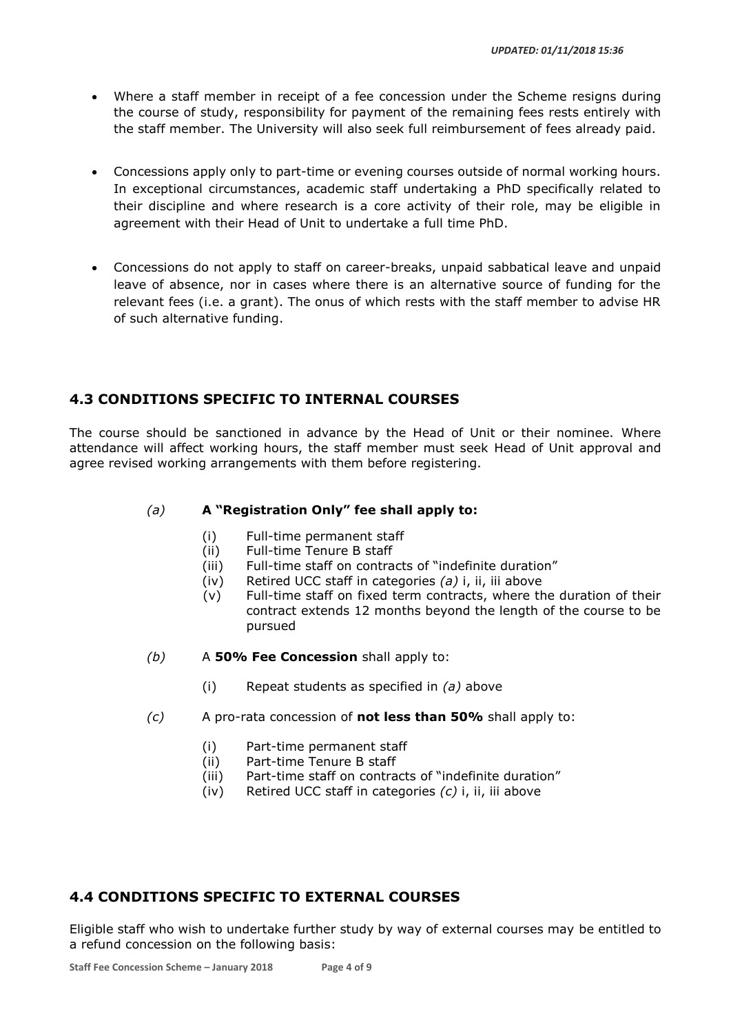- Where a staff member in receipt of a fee concession under the Scheme resigns during the course of study, responsibility for payment of the remaining fees rests entirely with the staff member. The University will also seek full reimbursement of fees already paid.

- Concessions apply only to part-time or evening courses outside of normal working hours. In exceptional circumstances, academic staff undertaking a PhD specifically related to their discipline and where research is a core activity of their role, may be eligible in agreement with their Head of Unit to undertake a full time PhD.

- Concessions do not apply to staff on career-breaks, unpaid sabbatical leave and unpaid leave of absence, nor in cases where there is an alternative source of funding for the relevant fees (i.e. a grant). The onus of which rests with the staff member to advise HR of such alternative funding.

## 4.3 CONDITIONS SPECIFIC TO INTERNAL COURSES

The course should be sanctioned in advance by the Head of Unit or their nominee. Where attendance will affect working hours, the staff member must seek Head of Unit approval and agree revised working arrangements with them before registering.

*(a)* **A "Registration Only" fee shall apply to:**

- (i) Full-time permanent staff
- (ii) Full-time Tenure B staff
- (iii) Full-time staff on contracts of "indefinite duration"
- (iv) Retired UCC staff in categories *(a)* i, ii, iii above
- (v) Full-time staff on fixed term contracts, where the duration of their contract extends 12 months beyond the length of the course to be pursued

*(b)* A **50% Fee Concession** shall apply to:

- (i) Repeat students as specified in *(a)* above

*(c)* A pro-rata concession of **not less than 50%** shall apply to:

- (i) Part-time permanent staff
- (ii) Part-time Tenure B staff
- (iii) Part-time staff on contracts of "indefinite duration"
- (iv) Retired UCC staff in categories *(c)* i, ii, iii above

## 4.4 CONDITIONS SPECIFIC TO EXTERNAL COURSES

Eligible staff who wish to undertake further study by way of external courses may be entitled to a refund concession on the following basis: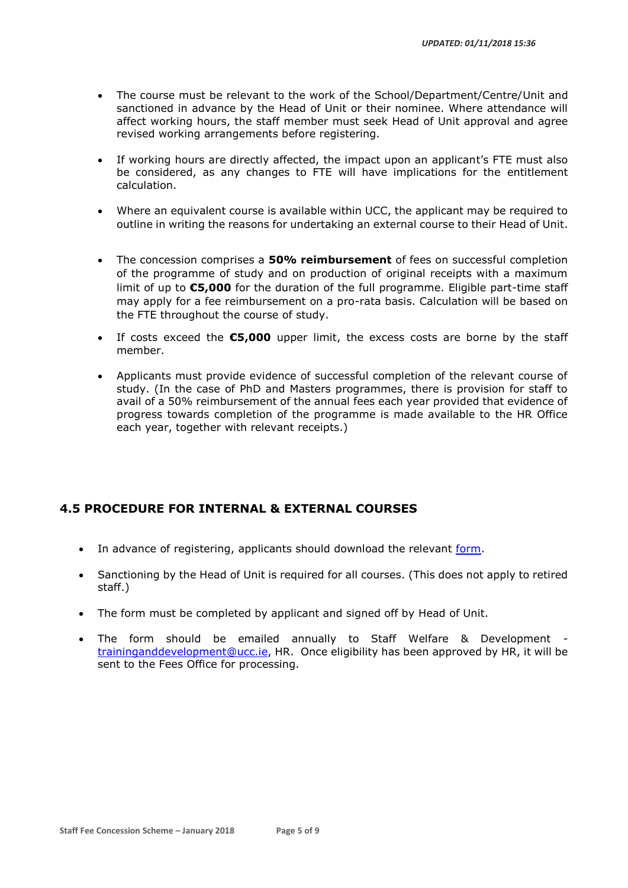- The course must be relevant to the work of the School/Department/Centre/Unit and sanctioned in advance by the Head of Unit or their nominee. Where attendance will affect working hours, the staff member must seek Head of Unit approval and agree revised working arrangements before registering.

- If working hours are directly affected, the impact upon an applicant's FTE must also be considered, as any changes to FTE will have implications for the entitlement calculation.

- Where an equivalent course is available within UCC, the applicant may be required to outline in writing the reasons for undertaking an external course to their Head of Unit.

- The concession comprises a **50% reimbursement** of fees on successful completion of the programme of study and on production of original receipts with a maximum limit of up to **€5,000** for the duration of the full programme. Eligible part-time staff may apply for a fee reimbursement on a pro-rata basis. Calculation will be based on the FTE throughout the course of study.

- If costs exceed the **€5,000** upper limit, the excess costs are borne by the staff member.

- Applicants must provide evidence of successful completion of the relevant course of study. (In the case of PhD and Masters programmes, there is provision for staff to avail of a 50% reimbursement of the annual fees each year provided that evidence of progress towards completion of the programme is made available to the HR Office each year, together with relevant receipts.)

## 4.5 PROCEDURE FOR INTERNAL & EXTERNAL COURSES

- In advance of registering, applicants should download the relevant form.

- Sanctioning by the Head of Unit is required for all courses. (This does not apply to retired staff.)

- The form must be completed by applicant and signed off by Head of Unit.

- The form should be emailed annually to Staff Welfare & Development - trainingdevelopment@ucc.ie, HR. Once eligibility has been approved by HR, it will be sent to the Fees Office for processing.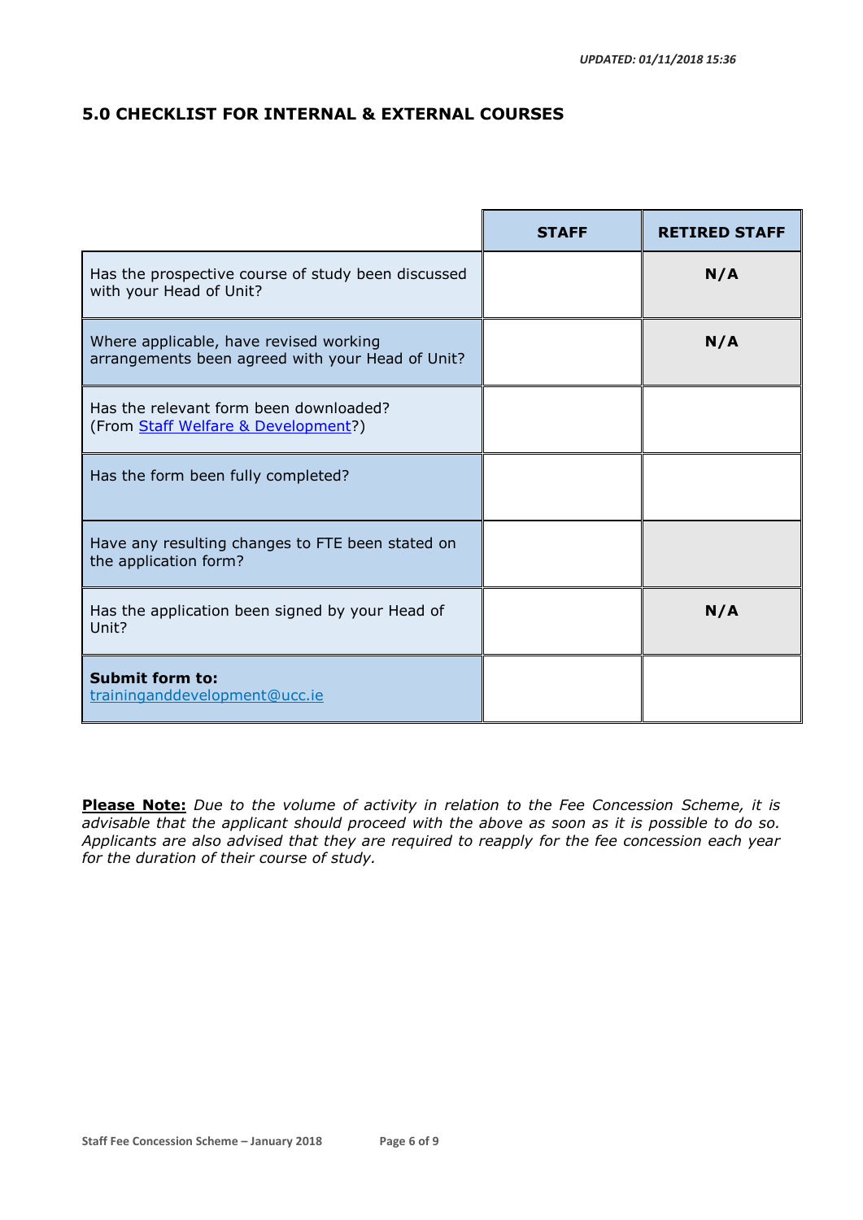## 5.0 CHECKLIST FOR INTERNAL & EXTERNAL COURSES

| | STAFF | RETIRED STAFF |
|---|---|---|
| Has the prospective course of study been discussed with your Head of Unit? | | **N/A** |
| Where applicable, have revised working arrangements been agreed with your Head of Unit? | | **N/A** |
| Has the relevant form been downloaded? (From Staff Welfare & Development?) | | |
| Has the form been fully completed? | | |
| Have any resulting changes to FTE been stated on the application form? | | |
| Has the application been signed by your Head of Unit? | | **N/A** |
| **Submit form to:** traininganddevelopment@ucc.ie | | |

**Please Note:** *Due to the volume of activity in relation to the Fee Concession Scheme, it is advisable that the applicant should proceed with the above as soon as it is possible to do so. Applicants are also advised that they are required to reapply for the fee concession each year for the duration of their course of study.*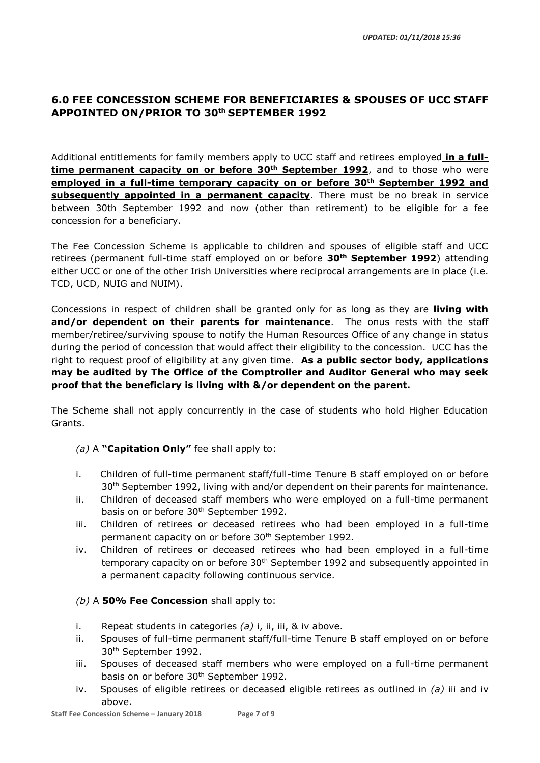## 6.0 FEE CONCESSION SCHEME FOR BENEFICIARIES & SPOUSES OF UCC STAFF APPOINTED ON/PRIOR TO 30th SEPTEMBER 1992

Additional entitlements for family members apply to UCC staff and retirees employed **in a full-time permanent capacity on or before 30th September 1992**, and to those who were **employed in a full-time temporary capacity on or before 30th September 1992 and subsequently appointed in a permanent capacity**. There must be no break in service between 30th September 1992 and now (other than retirement) to be eligible for a fee concession for a beneficiary.

The Fee Concession Scheme is applicable to children and spouses of eligible staff and UCC retirees (permanent full-time staff employed on or before **30th September 1992**) attending either UCC or one of the other Irish Universities where reciprocal arrangements are in place (i.e. TCD, UCD, NUIG and NUIM).

Concessions in respect of children shall be granted only for as long as they are **living with and/or dependent on their parents for maintenance**. The onus rests with the staff member/retiree/surviving spouse to notify the Human Resources Office of any change in status during the period of concession that would affect their eligibility to the concession. UCC has the right to request proof of eligibility at any given time. **As a public sector body, applications may be audited by The Office of the Comptroller and Auditor General who may seek proof that the beneficiary is living with &/or dependent on the parent.**

The Scheme shall not apply concurrently in the case of students who hold Higher Education Grants.

*(a)* A **"Capitation Only"** fee shall apply to:

i. Children of full-time permanent staff/full-time Tenure B staff employed on or before 30th September 1992, living with and/or dependent on their parents for maintenance.
ii. Children of deceased staff members who were employed on a full-time permanent basis on or before 30th September 1992.
iii. Children of retirees or deceased retirees who had been employed in a full-time permanent capacity on or before 30th September 1992.
iv. Children of retirees or deceased retirees who had been employed in a full-time temporary capacity on or before 30th September 1992 and subsequently appointed in a permanent capacity following continuous service.

*(b)* A **50% Fee Concession** shall apply to:

i. Repeat students in categories *(a)* i, ii, iii, & iv above.
ii. Spouses of full-time permanent staff/full-time Tenure B staff employed on or before 30th September 1992.
iii. Spouses of deceased staff members who were employed on a full-time permanent basis on or before 30th September 1992.
iv. Spouses of eligible retirees or deceased eligible retirees as outlined in *(a)* iii and iv above.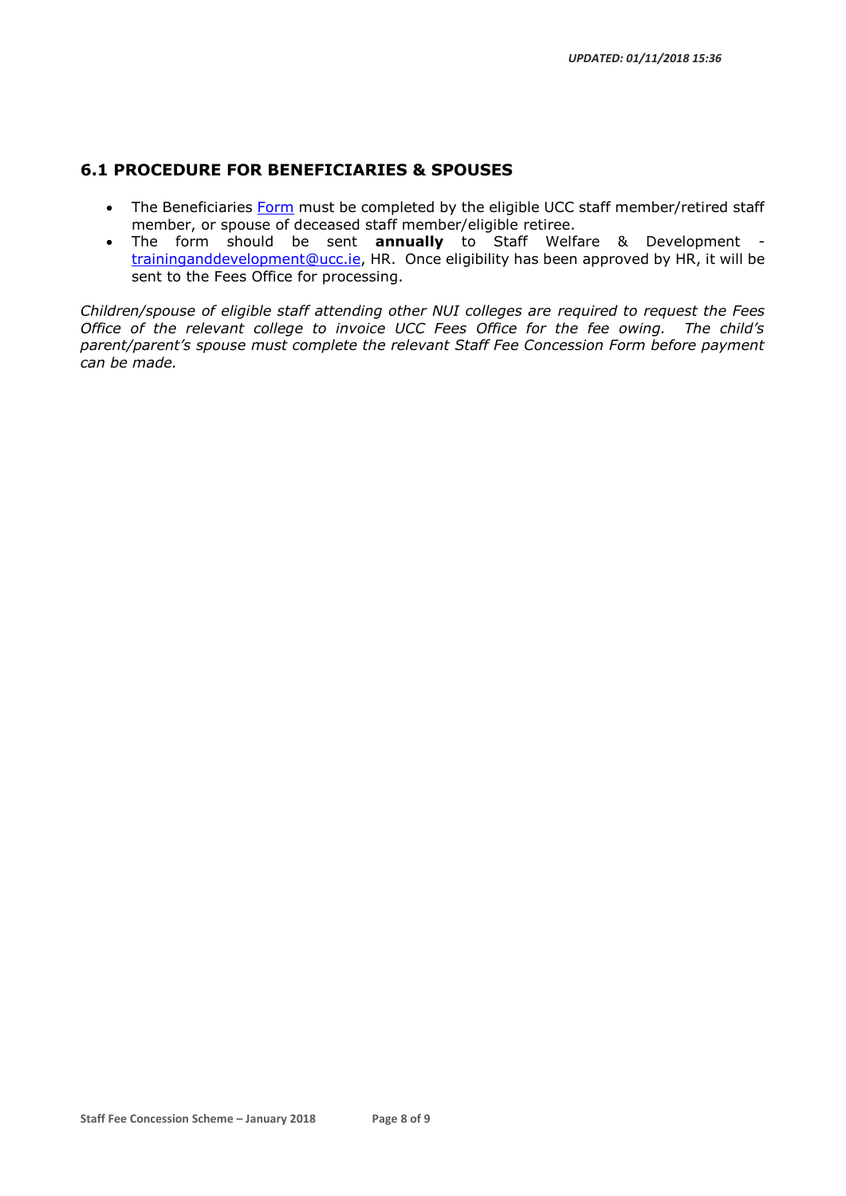## 6.1 PROCEDURE FOR BENEFICIARIES & SPOUSES

- The Beneficiaries Form must be completed by the eligible UCC staff member/retired staff member, or spouse of deceased staff member/eligible retiree.
- The form should be sent **annually** to Staff Welfare & Development - trainingandddevelopment@ucc.ie, HR. Once eligibility has been approved by HR, it will be sent to the Fees Office for processing.

*Children/spouse of eligible staff attending other NUI colleges are required to request the Fees Office of the relevant college to invoice UCC Fees Office for the fee owing. The child's parent/parent's spouse must complete the relevant Staff Fee Concession Form before payment can be made.*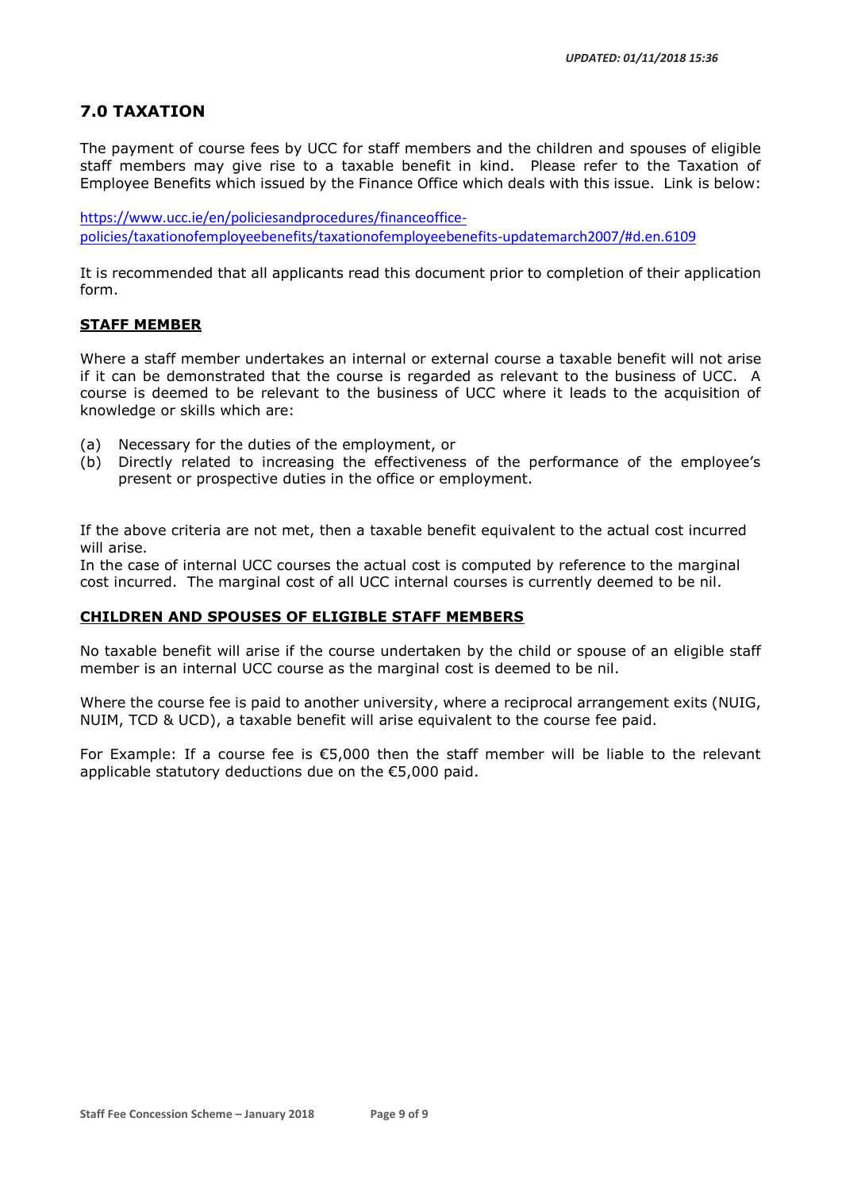## 7.0 TAXATION

The payment of course fees by UCC for staff members and the children and spouses of eligible staff members may give rise to a taxable benefit in kind. Please refer to the Taxation of Employee Benefits which issued by the Finance Office which deals with this issue. Link is below:

https://www.ucc.ie/en/policiesandprocedures/financeoffice-policies/taxationofemployeebenefits/taxationofemployeebenefits-updatemarch2007/#d.en.6109

It is recommended that all applicants read this document prior to completion of their application form.

**STAFF MEMBER**

Where a staff member undertakes an internal or external course a taxable benefit will not arise if it can be demonstrated that the course is regarded as relevant to the business of UCC. A course is deemed to be relevant to the business of UCC where it leads to the acquisition of knowledge or skills which are:

(a) Necessary for the duties of the employment, or
(b) Directly related to increasing the effectiveness of the performance of the employee's present or prospective duties in the office or employment.

If the above criteria are not met, then a taxable benefit equivalent to the actual cost incurred will arise.
In the case of internal UCC courses the actual cost is computed by reference to the marginal cost incurred. The marginal cost of all UCC internal courses is currently deemed to be nil.

**CHILDREN AND SPOUSES OF ELIGIBLE STAFF MEMBERS**

No taxable benefit will arise if the course undertaken by the child or spouse of an eligible staff member is an internal UCC course as the marginal cost is deemed to be nil.

Where the course fee is paid to another university, where a reciprocal arrangement exits (NUIG, NUIM, TCD & UCD), a taxable benefit will arise equivalent to the course fee paid.

For Example: If a course fee is €5,000 then the staff member will be liable to the relevant applicable statutory deductions due on the €5,000 paid.